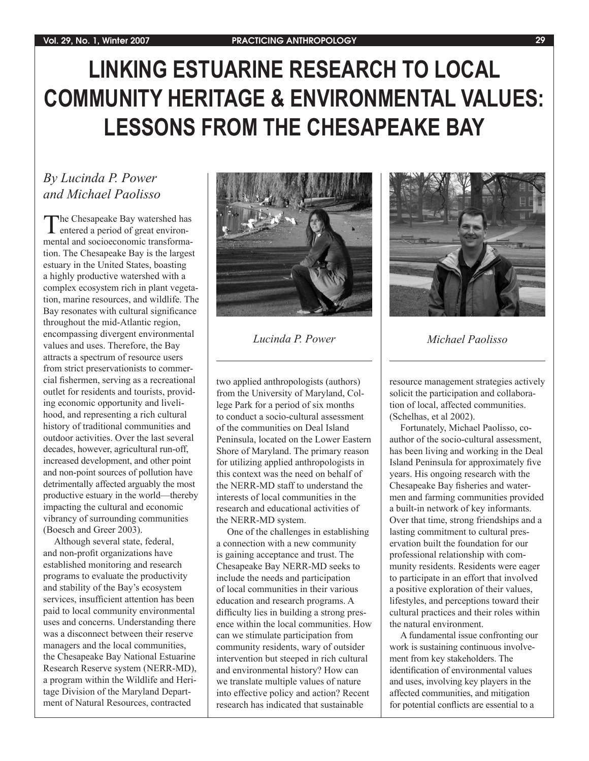# LINKING ESTUARINE RESEARCH TO LOCAL COMMUNITY HERITAGE & ENVIRONMENTAL VALUES: LESSONS FROM THE CHESAPEAKE BAY

*By Lucinda P. Power and Michael Paolisso*

*Lucinda P. Power*

*Michael Paolisso*

The Chesapeake Bay watershed has entered a period of great environmental and socioeconomic transformation. The Chesapeake Bay is the largest estuary in the United States, boasting a highly productive watershed with a complex ecosystem rich in plant vegetation, marine resources, and wildlife. The Bay resonates with cultural significance throughout the mid-Atlantic region, encompassing divergent environmental values and uses. Therefore, the Bay attracts a spectrum of resource users from strict preservationists to commercial fishermen, serving as a recreational outlet for residents and tourists, providing economic opportunity and livelihood, and representing a rich cultural history of traditional communities and outdoor activities. Over the last several decades, however, agricultural run-off, increased development, and other point and non-point sources of pollution have detrimentally affected arguably the most productive estuary in the world—thereby impacting the cultural and economic vibrancy of surrounding communities (Boesch and Greer 2003).

Although several state, federal, and non-profit organizations have established monitoring and research programs to evaluate the productivity and stability of the Bay's ecosystem services, insufficient attention has been paid to local community environmental uses and concerns. Understanding there was a disconnect between their reserve managers and the local communities, the Chesapeake Bay National Estuarine Research Reserve system (NERR-MD), a program within the Wildlife and Heritage Division of the Maryland Department of Natural Resources, contracted two applied anthropologists (authors) from the University of Maryland, College Park for a period of six months to conduct a socio-cultural assessment of the communities on Deal Island Peninsula, located on the Lower Eastern Shore of Maryland. The primary reason for utilizing applied anthropologists in this context was the need on behalf of the NERR-MD staff to understand the interests of local communities in the research and educational activities of the NERR-MD system.

One of the challenges in establishing a connection with a new community is gaining acceptance and trust. The Chesapeake Bay NERR-MD seeks to include the needs and participation of local communities in their various education and research programs. A difficulty lies in building a strong presence within the local communities. How can we stimulate participation from community residents, wary of outsider intervention but steeped in rich cultural and environmental history? How can we translate multiple values of nature into effective policy and action? Recent research has indicated that sustainable resource management strategies actively solicit the participation and collaboration of local, affected communities. (Schelhas, et al 2002).

Fortunately, Michael Paolisso, co-author of the socio-cultural assessment, has been living and working in the Deal Island Peninsula for approximately five years. His ongoing research with the Chesapeake Bay fisheries and watermen and farming communities provided a built-in network of key informants. Over that time, strong friendships and a lasting commitment to cultural preservation built the foundation for our professional relationship with community residents. Residents were eager to participate in an effort that involved a positive exploration of their values, lifestyles, and perceptions toward their cultural practices and their roles within the natural environment.

A fundamental issue confronting our work is sustaining continuous involvement from key stakeholders. The identification of environmental values and uses, involving key players in the affected communities, and mitigation for potential conflicts are essential to a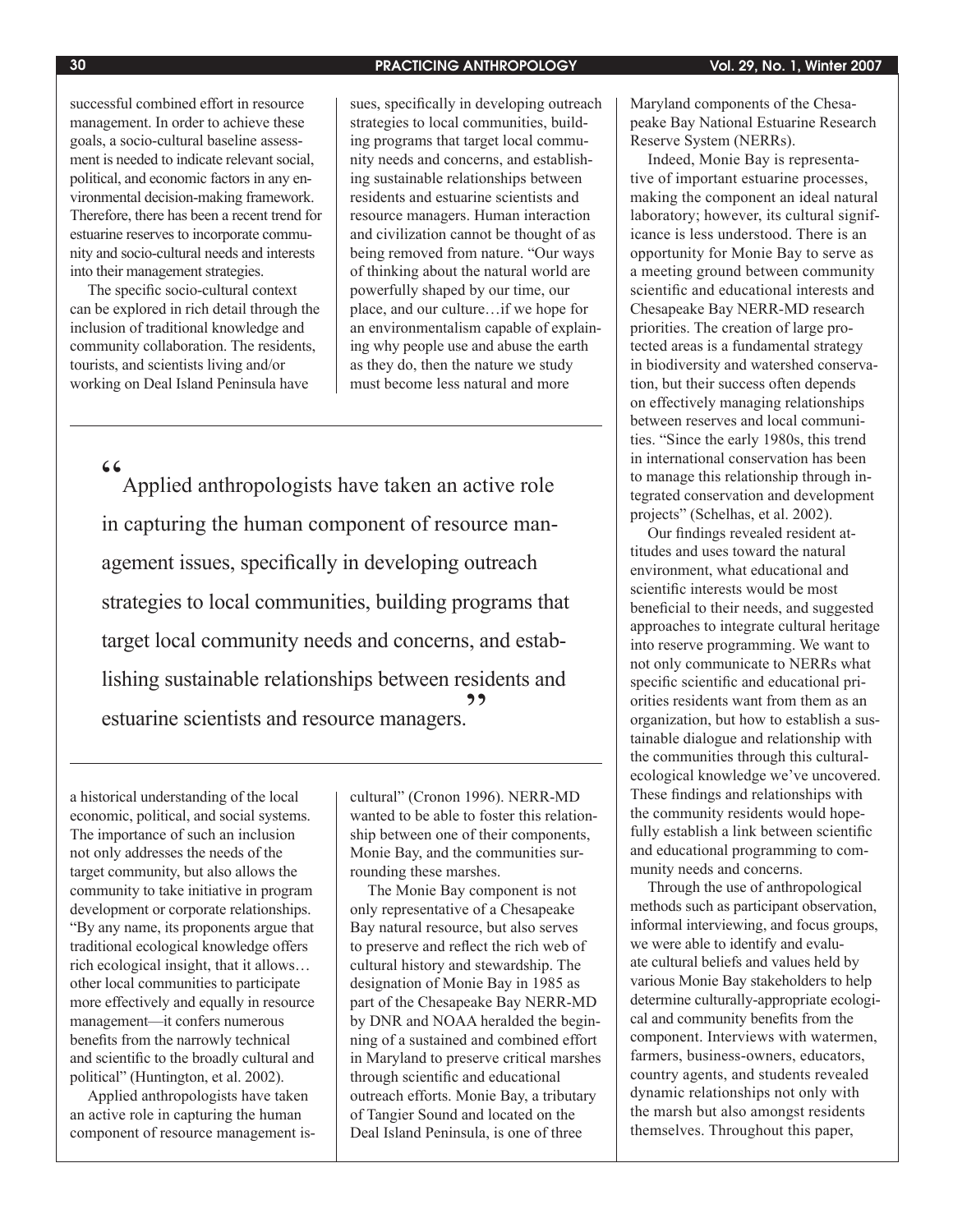successful combined effort in resource management. In order to achieve these goals, a socio-cultural baseline assessment is needed to indicate relevant social, political, and economic factors in any environmental decision-making framework. Therefore, there has been a recent trend for estuarine reserves to incorporate community and socio-cultural needs and interests into their management strategies.

The specific socio-cultural context can be explored in rich detail through the inclusion of traditional knowledge and community collaboration. The residents, tourists, and scientists living and/or working on Deal Island Peninsula have a historical understanding of the local economic, political, and social systems. The importance of such an inclusion not only addresses the needs of the target community, but also allows the community to take initiative in program development or corporate relationships. "By any name, its proponents argue that traditional ecological knowledge offers rich ecological insight, that it allows… other local communities to participate more effectively and equally in resource management—it confers numerous benefits from the narrowly technical and scientific to the broadly cultural and political" (Huntington, et al. 2002).

Applied anthropologists have taken an active role in capturing the human component of resource management issues, specifically in developing outreach strategies to local communities, building programs that target local community needs and concerns, and establishing sustainable relationships between residents and estuarine scientists and resource managers. Human interaction and civilization cannot be thought of as being removed from nature. "Our ways of thinking about the natural world are powerfully shaped by our time, our place, and our culture…if we hope for an environmentalism capable of explaining why people use and abuse the earth as they do, then the nature we study must become less natural and more cultural" (Cronon 1996). NERR-MD wanted to be able to foster this relationship between one of their components, Monie Bay, and the communities surrounding these marshes.

> "Applied anthropologists have taken an active role in capturing the human component of resource management issues, specifically in developing outreach strategies to local communities, building programs that target local community needs and concerns, and establishing sustainable relationships between residents and estuarine scientists and resource managers."

The Monie Bay component is not only representative of a Chesapeake Bay natural resource, but also serves to preserve and reflect the rich web of cultural history and stewardship. The designation of Monie Bay in 1985 as part of the Chesapeake Bay NERR-MD by DNR and NOAA heralded the beginning of a sustained and combined effort in Maryland to preserve critical marshes through scientific and educational outreach efforts. Monie Bay, a tributary of Tangier Sound and located on the Deal Island Peninsula, is one of three Maryland components of the Chesapeake Bay National Estuarine Research Reserve System (NERRs).

Indeed, Monie Bay is representative of important estuarine processes, making the component an ideal natural laboratory; however, its cultural significance is less understood. There is an opportunity for Monie Bay to serve as a meeting ground between community scientific and educational interests and Chesapeake Bay NERR-MD research priorities. The creation of large protected areas is a fundamental strategy in biodiversity and watershed conservation, but their success often depends on effectively managing relationships between reserves and local communities. "Since the early 1980s, this trend in international conservation has been to manage this relationship through integrated conservation and development projects" (Schelhas, et al. 2002).

Our findings revealed resident attitudes and uses toward the natural environment, what educational and scientific interests would be most beneficial to their needs, and suggested approaches to integrate cultural heritage into reserve programming. We want to not only communicate to NERRs what specific scientific and educational priorities residents want from them as an organization, but how to establish a sustainable dialogue and relationship with the communities through this cultural-ecological knowledge we've uncovered. These findings and relationships with the community residents would hopefully establish a link between scientific and educational programming to community needs and concerns.

Through the use of anthropological methods such as participant observation, informal interviewing, and focus groups, we were able to identify and evaluate cultural beliefs and values held by various Monie Bay stakeholders to help determine culturally-appropriate ecological and community benefits from the component. Interviews with watermen, farmers, business-owners, educators, country agents, and students revealed dynamic relationships not only with the marsh but also amongst residents themselves. Throughout this paper,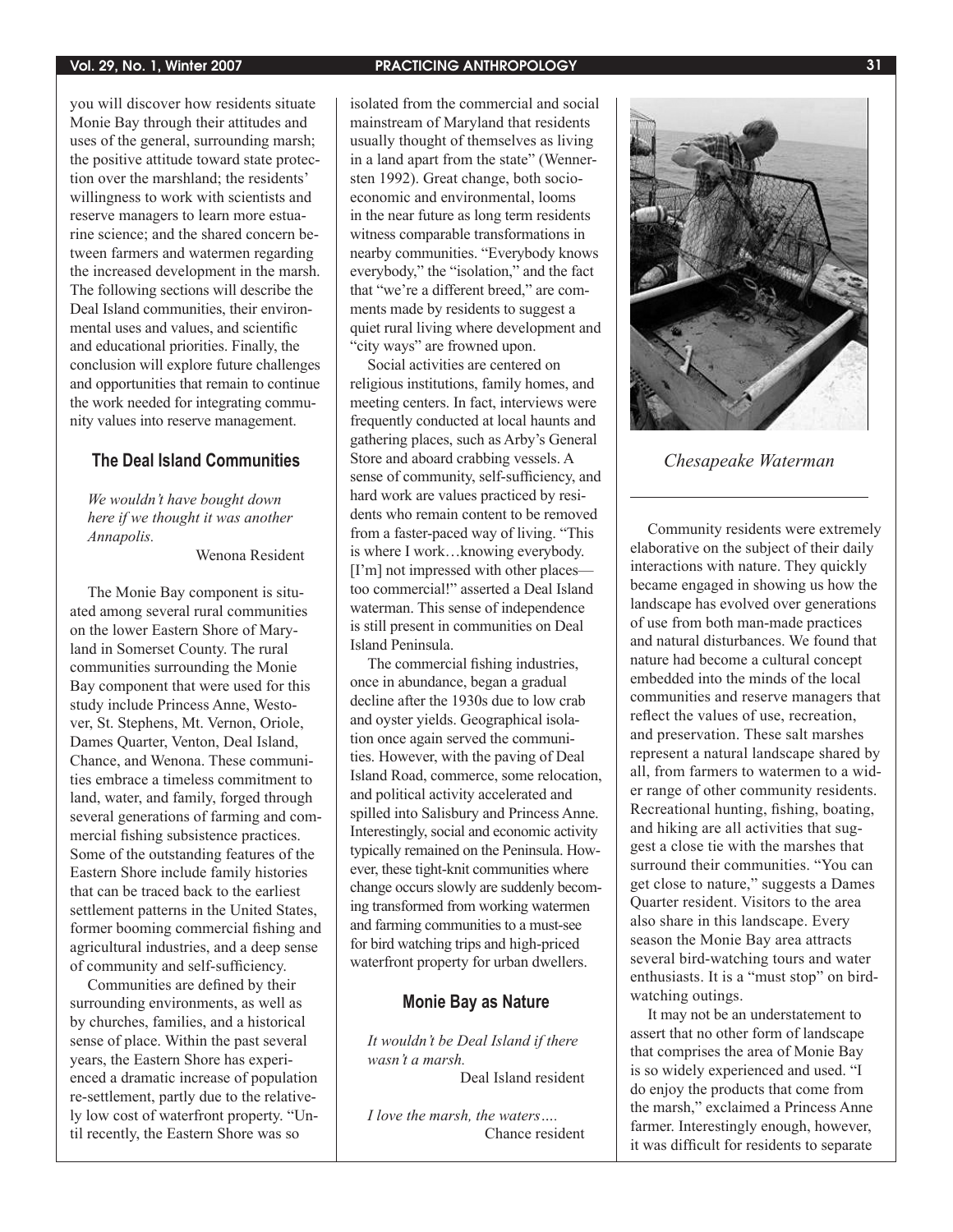you will discover how residents situate Monie Bay through their attitudes and uses of the general, surrounding marsh; the positive attitude toward state protection over the marshland; the residents' willingness to work with scientists and reserve managers to learn more estuarine science; and the shared concern between farmers and watermen regarding the increased development in the marsh. The following sections will describe the Deal Island communities, their environmental uses and values, and scientific and educational priorities. Finally, the conclusion will explore future challenges and opportunities that remain to continue the work needed for integrating community values into reserve management.

## The Deal Island Communities

*We wouldn't have bought down here if we thought it was another Annapolis.*

Wenona Resident

The Monie Bay component is situated among several rural communities on the lower Eastern Shore of Maryland in Somerset County. The rural communities surrounding the Monie Bay component that were used for this study include Princess Anne, Westover, St. Stephens, Mt. Vernon, Oriole, Dames Quarter, Venton, Deal Island, Chance, and Wenona. These communities embrace a timeless commitment to land, water, and family, forged through several generations of farming and commercial fishing subsistence practices. Some of the outstanding features of the Eastern Shore include family histories that can be traced back to the earliest settlement patterns in the United States, former booming commercial fishing and agricultural industries, and a deep sense of community and self-sufficiency.

Communities are defined by their surrounding environments, as well as by churches, families, and a historical sense of place. Within the past several years, the Eastern Shore has experienced a dramatic increase of population re-settlement, partly due to the relatively low cost of waterfront property. "Until recently, the Eastern Shore was so isolated from the commercial and social mainstream of Maryland that residents usually thought of themselves as living in a land apart from the state" (Wennersten 1992). Great change, both socioeconomic and environmental, looms in the near future as long term residents witness comparable transformations in nearby communities. "Everybody knows everybody," the "isolation," and the fact that "we're a different breed," are comments made by residents to suggest a quiet rural living where development and "city ways" are frowned upon.

Social activities are centered on religious institutions, family homes, and meeting centers. In fact, interviews were frequently conducted at local haunts and gathering places, such as Arby's General Store and aboard crabbing vessels. A sense of community, self-sufficiency, and hard work are values practiced by residents who remain content to be removed from a faster-paced way of living. "This is where I work…knowing everybody. [I'm] not impressed with other places—too commercial!" asserted a Deal Island waterman. This sense of independence is still present in communities on Deal Island Peninsula.

The commercial fishing industries, once in abundance, began a gradual decline after the 1930s due to low crab and oyster yields. Geographical isolation once again served the communities. However, with the paving of Deal Island Road, commerce, some relocation, and political activity accelerated and spilled into Salisbury and Princess Anne. Interestingly, social and economic activity typically remained on the Peninsula. However, these tight-knit communities where change occurs slowly are suddenly becoming transformed from working watermen and farming communities to a must-see for bird watching trips and high-priced waterfront property for urban dwellers.

## Monie Bay as Nature

*It wouldn't be Deal Island if there wasn't a marsh.*

Deal Island resident

*I love the marsh, the waters….*

Chance resident

*Chesapeake Waterman*

Community residents were extremely elaborative on the subject of their daily interactions with nature. They quickly became engaged in showing us how the landscape has evolved over generations of use from both man-made practices and natural disturbances. We found that nature had become a cultural concept embedded into the minds of the local communities and reserve managers that reflect the values of use, recreation, and preservation. These salt marshes represent a natural landscape shared by all, from farmers to watermen to a wider range of other community residents. Recreational hunting, fishing, boating, and hiking are all activities that suggest a close tie with the marshes that surround their communities. "You can get close to nature," suggests a Dames Quarter resident. Visitors to the area also share in this landscape. Every season the Monie Bay area attracts several bird-watching tours and water enthusiasts. It is a "must stop" on bird-watching outings.

It may not be an understatement to assert that no other form of landscape that comprises the area of Monie Bay is so widely experienced and used. "I do enjoy the products that come from the marsh," exclaimed a Princess Anne farmer. Interestingly enough, however, it was difficult for residents to separate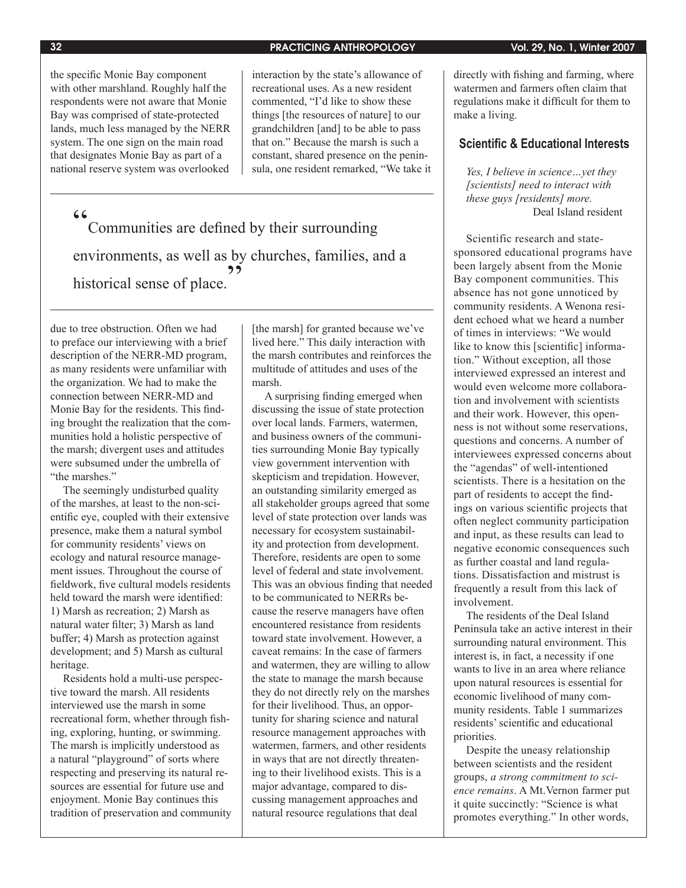the specific Monie Bay component with other marshland. Roughly half the respondents were not aware that Monie Bay was comprised of state-protected lands, much less managed by the NERR system. The one sign on the main road that designates Monie Bay as part of a national reserve system was overlooked due to tree obstruction. Often we had to preface our interviewing with a brief description of the NERR-MD program, as many residents were unfamiliar with the organization. We had to make the connection between NERR-MD and Monie Bay for the residents. This finding brought the realization that the communities hold a holistic perspective of the marsh; divergent uses and attitudes were subsumed under the umbrella of "the marshes."

The seemingly undisturbed quality of the marshes, at least to the non-scientific eye, coupled with their extensive presence, make them a natural symbol for community residents' views on ecology and natural resource management issues. Throughout the course of fieldwork, five cultural models residents held toward the marsh were identified: 1) Marsh as recreation; 2) Marsh as natural water filter; 3) Marsh as land buffer; 4) Marsh as protection against development; and 5) Marsh as cultural heritage.

Residents hold a multi-use perspective toward the marsh. All residents interviewed use the marsh in some recreational form, whether through fishing, exploring, hunting, or swimming. The marsh is implicitly understood as a natural "playground" of sorts where respecting and preserving its natural resources are essential for future use and enjoyment. Monie Bay continues this tradition of preservation and community interaction by the state's allowance of recreational uses. As a new resident commented, "I'd like to show these things [the resources of nature] to our grandchildren [and] to be able to pass that on." Because the marsh is such a constant, shared presence on the peninsula, one resident remarked, "We take it [the marsh] for granted because we've lived here." This daily interaction with the marsh contributes and reinforces the multitude of attitudes and uses of the marsh.

> "Communities are defined by their surrounding environments, as well as by churches, families, and a historical sense of place."

A surprising finding emerged when discussing the issue of state protection over local lands. Farmers, watermen, and business owners of the communities surrounding Monie Bay typically view government intervention with skepticism and trepidation. However, an outstanding similarity emerged as all stakeholder groups agreed that some level of state protection over lands was necessary for ecosystem sustainability and protection from development. Therefore, residents are open to some level of federal and state involvement. This was an obvious finding that needed to be communicated to NERRs because the reserve managers have often encountered resistance from residents toward state involvement. However, a caveat remains: In the case of farmers and watermen, they are willing to allow the state to manage the marsh because they do not directly rely on the marshes for their livelihood. Thus, an opportunity for sharing science and natural resource management approaches with watermen, farmers, and other residents in ways that are not directly threatening to their livelihood exists. This is a major advantage, compared to discussing management approaches and natural resource regulations that deal directly with fishing and farming, where watermen and farmers often claim that regulations make it difficult for them to make a living.

### Scientific & Educational Interests

> *Yes, I believe in science…yet they [scientists] need to interact with these guys [residents] more.*
>
> Deal Island resident

Scientific research and state-sponsored educational programs have been largely absent from the Monie Bay component communities. This absence has not gone unnoticed by community residents. A Wenona resident echoed what we heard a number of times in interviews: "We would like to know this [scientific] information." Without exception, all those interviewed expressed an interest and would even welcome more collaboration and involvement with scientists and their work. However, this openness is not without some reservations, questions and concerns. A number of interviewees expressed concerns about the "agendas" of well-intentioned scientists. There is a hesitation on the part of residents to accept the findings on various scientific projects that often neglect community participation and input, as these results can lead to negative economic consequences such as further coastal and land regulations. Dissatisfaction and mistrust is frequently a result from this lack of involvement.

The residents of the Deal Island Peninsula take an active interest in their surrounding natural environment. This interest is, in fact, a necessity if one wants to live in an area where reliance upon natural resources is essential for economic livelihood of many community residents. Table 1 summarizes residents' scientific and educational priorities.

Despite the uneasy relationship between scientists and the resident groups, *a strong commitment to science remains*. A Mt.Vernon farmer put it quite succinctly: "Science is what promotes everything." In other words,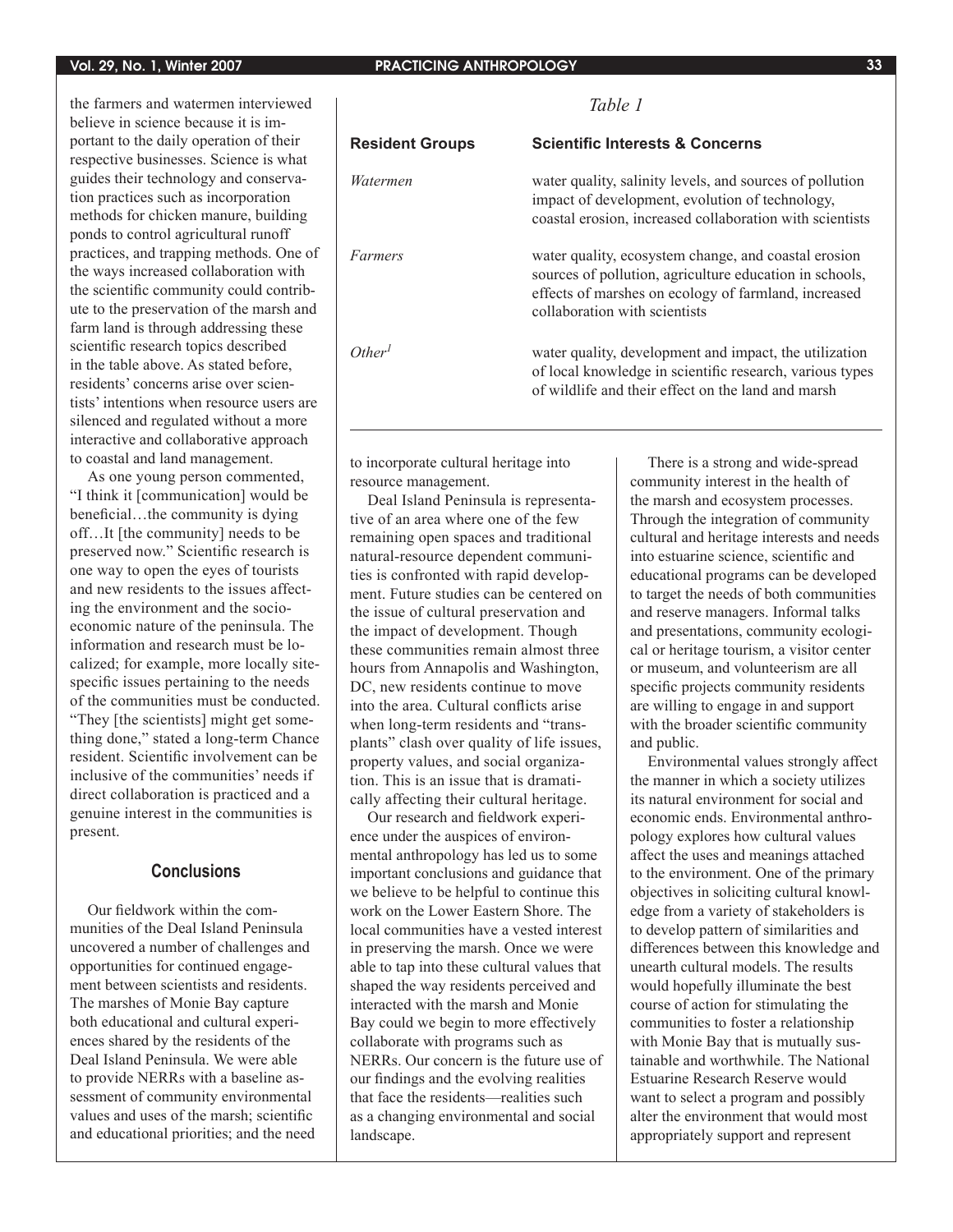the farmers and watermen interviewed believe in science because it is important to the daily operation of their respective businesses. Science is what guides their technology and conservation practices such as incorporation methods for chicken manure, building ponds to control agricultural runoff practices, and trapping methods. One of the ways increased collaboration with the scientific community could contribute to the preservation of the marsh and farm land is through addressing these scientific research topics described in the table above. As stated before, residents' concerns arise over scientists' intentions when resource users are silenced and regulated without a more interactive and collaborative approach to coastal and land management.

As one young person commented, "I think it [communication] would be beneficial…the community is dying off…It [the community] needs to be preserved now." Scientific research is one way to open the eyes of tourists and new residents to the issues affecting the environment and the socioeconomic nature of the peninsula. The information and research must be localized; for example, more locally site-specific issues pertaining to the needs of the communities must be conducted. "They [the scientists] might get something done," stated a long-term Chance resident. Scientific involvement can be inclusive of the communities' needs if direct collaboration is practiced and a genuine interest in the communities is present.

*Table 1*

| Resident Groups | Scientific Interests & Concerns |
|---|---|
| *Watermen* | water quality, salinity levels, and sources of pollution impact of development, evolution of technology, coastal erosion, increased collaboration with scientists |
| *Farmers* | water quality, ecosystem change, and coastal erosion sources of pollution, agriculture education in schools, effects of marshes on ecology of farmland, increased collaboration with scientists |
| *Other*[1] | water quality, development and impact, the utilization of local knowledge in scientific research, various types of wildlife and their effect on the land and marsh |

## Conclusions

Our fieldwork within the communities of the Deal Island Peninsula uncovered a number of challenges and opportunities for continued engagement between scientists and residents. The marshes of Monie Bay capture both educational and cultural experiences shared by the residents of the Deal Island Peninsula. We were able to provide NERRs with a baseline assessment of community environmental values and uses of the marsh; scientific and educational priorities; and the need to incorporate cultural heritage into resource management.

Deal Island Peninsula is representative of an area where one of the few remaining open spaces and traditional natural-resource dependent communities is confronted with rapid development. Future studies can be centered on the issue of cultural preservation and the impact of development. Though these communities remain almost three hours from Annapolis and Washington, DC, new residents continue to move into the area. Cultural conflicts arise when long-term residents and "transplants" clash over quality of life issues, property values, and social organization. This is an issue that is dramatically affecting their cultural heritage.

Our research and fieldwork experience under the auspices of environmental anthropology has led us to some important conclusions and guidance that we believe to be helpful to continue this work on the Lower Eastern Shore. The local communities have a vested interest in preserving the marsh. Once we were able to tap into these cultural values that shaped the way residents perceived and interacted with the marsh and Monie Bay could we begin to more effectively collaborate with programs such as NERRs. Our concern is the future use of our findings and the evolving realities that face the residents—realities such as a changing environmental and social landscape.

There is a strong and wide-spread community interest in the health of the marsh and ecosystem processes. Through the integration of community cultural and heritage interests and needs into estuarine science, scientific and educational programs can be developed to target the needs of both communities and reserve managers. Informal talks and presentations, community ecological or heritage tourism, a visitor center or museum, and volunteerism are all specific projects community residents are willing to engage in and support with the broader scientific community and public.

Environmental values strongly affect the manner in which a society utilizes its natural environment for social and economic ends. Environmental anthropology explores how cultural values affect the uses and meanings attached to the environment. One of the primary objectives in soliciting cultural knowledge from a variety of stakeholders is to develop pattern of similarities and differences between this knowledge and unearth cultural models. The results would hopefully illuminate the best course of action for stimulating the communities to foster a relationship with Monie Bay that is mutually sustainable and worthwhile. The National Estuarine Research Reserve would want to select a program and possibly alter the environment that would most appropriately support and represent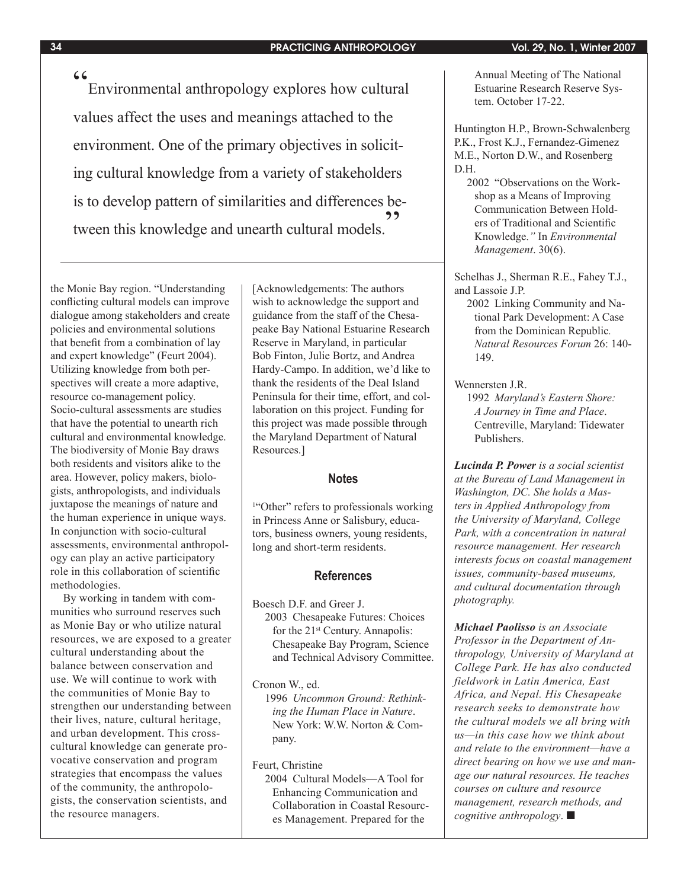"Environmental anthropology explores how cultural values affect the uses and meanings attached to the environment. One of the primary objectives in soliciting cultural knowledge from a variety of stakeholders is to develop pattern of similarities and differences between this knowledge and unearth cultural models."

the Monie Bay region. "Understanding conflicting cultural models can improve dialogue among stakeholders and create policies and environmental solutions that benefit from a combination of lay and expert knowledge" (Feurt 2004). Utilizing knowledge from both perspectives will create a more adaptive, resource co-management policy. Socio-cultural assessments are studies that have the potential to unearth rich cultural and environmental knowledge. The biodiversity of Monie Bay draws both residents and visitors alike to the area. However, policy makers, biologists, anthropologists, and individuals juxtapose the meanings of nature and the human experience in unique ways. In conjunction with socio-cultural assessments, environmental anthropology can play an active participatory role in this collaboration of scientific methodologies.

By working in tandem with communities who surround reserves such as Monie Bay or who utilize natural resources, we are exposed to a greater cultural understanding about the balance between conservation and use. We will continue to work with the communities of Monie Bay to strengthen our understanding between their lives, nature, cultural heritage, and urban development. This cross-cultural knowledge can generate provocative conservation and program strategies that encompass the values of the community, the anthropologists, the conservation scientists, and the resource managers.

[Acknowledgements: The authors wish to acknowledge the support and guidance from the staff of the Chesapeake Bay National Estuarine Research Reserve in Maryland, in particular Bob Finton, Julie Bortz, and Andrea Hardy-Campo. In addition, we'd like to thank the residents of the Deal Island Peninsula for their time, effort, and collaboration on this project. Funding for this project was made possible through the Maryland Department of Natural Resources.]

## Notes

[1] "Other" refers to professionals working in Princess Anne or Salisbury, educators, business owners, young residents, long and short-term residents.

## References

Boesch D.F. and Greer J.
2003 Chesapeake Futures: Choices for the 21st Century. Annapolis: Chesapeake Bay Program, Science and Technical Advisory Committee.

Cronon W., ed.
1996 *Uncommon Ground: Rethinking the Human Place in Nature*. New York: W.W. Norton & Company.

Feurt, Christine
2004 Cultural Models—A Tool for Enhancing Communication and Collaboration in Coastal Resources Management. Prepared for the Annual Meeting of The National Estuarine Research Reserve System. October 17-22.

Huntington H.P., Brown-Schwalenberg P.K., Frost K.J., Fernandez-Gimenez M.E., Norton D.W., and Rosenberg D.H.
2002 "Observations on the Workshop as a Means of Improving Communication Between Holders of Traditional and Scientific Knowledge." In *Environmental Management*. 30(6).

Schelhas J., Sherman R.E., Fahey T.J., and Lassoie J.P.
2002 Linking Community and National Park Development: A Case from the Dominican Republic. *Natural Resources Forum* 26: 140-149.

Wennersten J.R.
1992 *Maryland's Eastern Shore: A Journey in Time and Place*. Centreville, Maryland: Tidewater Publishers.

***Lucinda P. Power*** *is a social scientist at the Bureau of Land Management in Washington, DC. She holds a Masters in Applied Anthropology from the University of Maryland, College Park, with a concentration in natural resource management. Her research interests focus on coastal management issues, community-based museums, and cultural documentation through photography.*

***Michael Paolisso*** *is an Associate Professor in the Department of Anthropology, University of Maryland at College Park. He has also conducted fieldwork in Latin America, East Africa, and Nepal. His Chesapeake research seeks to demonstrate how the cultural models we all bring with us—in this case how we think about and relate to the environment—have a direct bearing on how we use and manage our natural resources. He teaches courses on culture and resource management, research methods, and cognitive anthropology.* ■